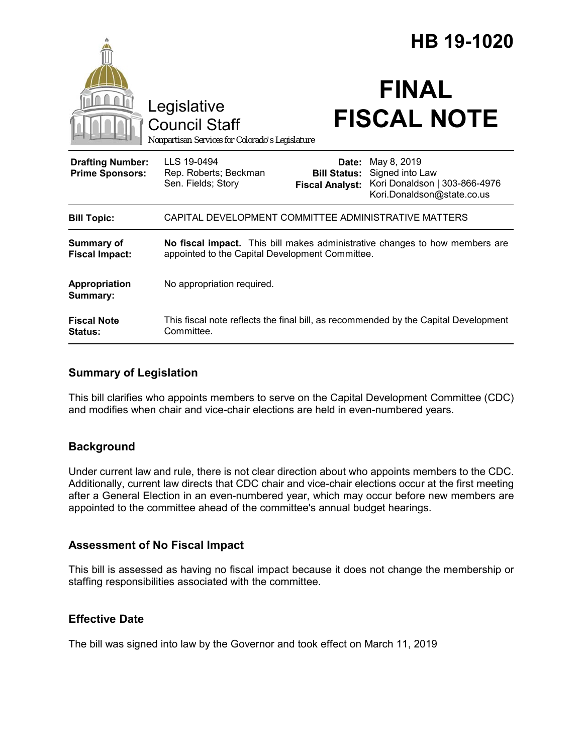# HB 19-1020

Legislative Council Staff

*Nonpartisan Services for Colorado's Legislature*

# FINAL FISCAL NOTE

| | | | |
|---|---|---|---|
| **Drafting Number:** | LLS 19-0494 | **Date:** | May 8, 2019 |
| **Prime Sponsors:** | Rep. Roberts; Beckman<br>Sen. Fields; Story | **Bill Status:** | Signed into Law |
| | | **Fiscal Analyst:** | Kori Donaldson \| 303-866-4976<br>Kori.Donaldson@state.co.us |

| | |
|---|---|
| **Bill Topic:** | CAPITAL DEVELOPMENT COMMITTEE ADMINISTRATIVE MATTERS |
| **Summary of Fiscal Impact:** | **No fiscal impact.** This bill makes administrative changes to how members are appointed to the Capital Development Committee. |
| **Appropriation Summary:** | No appropriation required. |
| **Fiscal Note Status:** | This fiscal note reflects the final bill, as recommended by the Capital Development Committee. |

## Summary of Legislation

This bill clarifies who appoints members to serve on the Capital Development Committee (CDC) and modifies when chair and vice-chair elections are held in even-numbered years.

## Background

Under current law and rule, there is not clear direction about who appoints members to the CDC. Additionally, current law directs that CDC chair and vice-chair elections occur at the first meeting after a General Election in an even-numbered year, which may occur before new members are appointed to the committee ahead of the committee's annual budget hearings.

## Assessment of No Fiscal Impact

This bill is assessed as having no fiscal impact because it does not change the membership or staffing responsibilities associated with the committee.

## Effective Date

The bill was signed into law by the Governor and took effect on March 11, 2019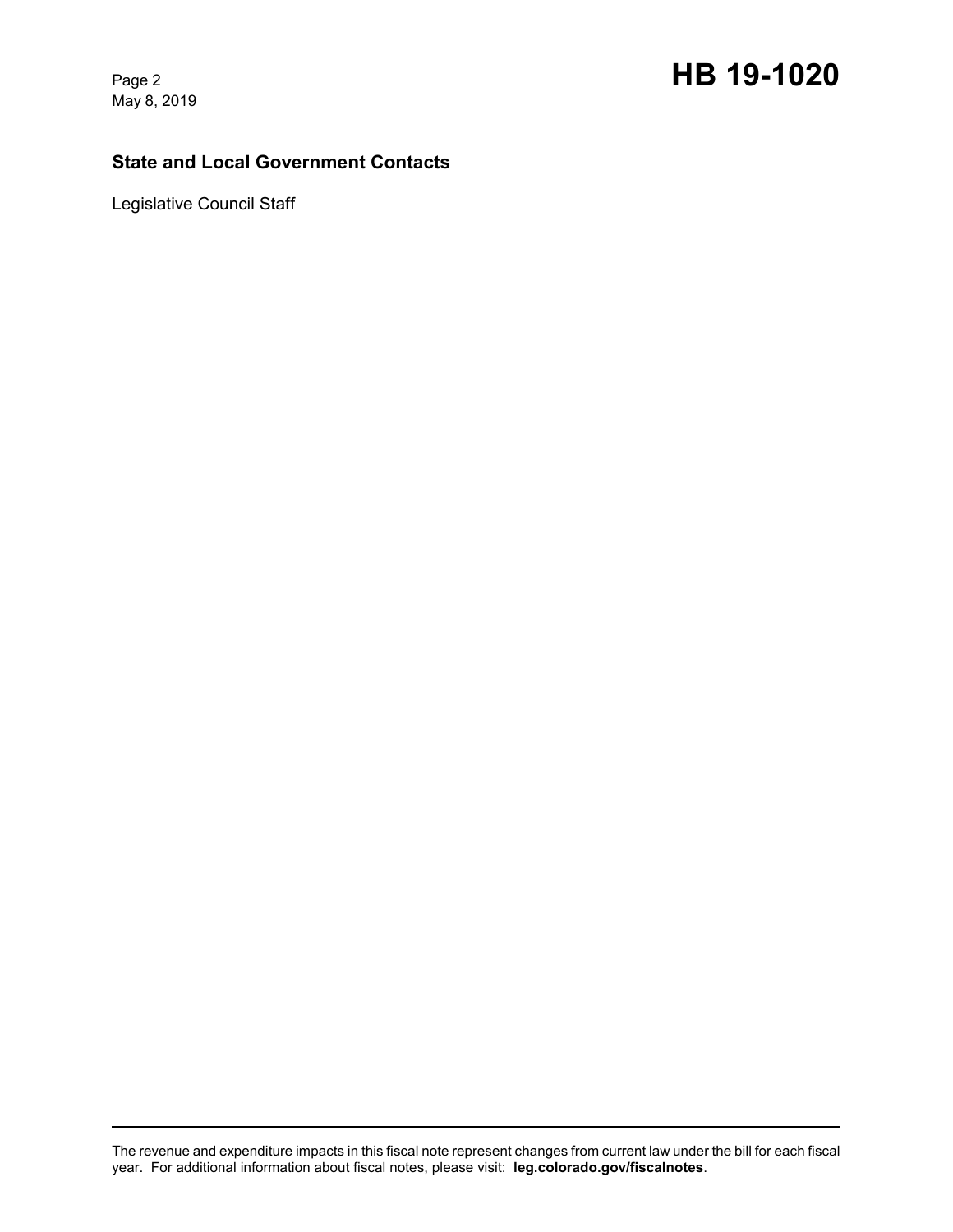## State and Local Government Contacts

Legislative Council Staff

The revenue and expenditure impacts in this fiscal note represent changes from current law under the bill for each fiscal year. For additional information about fiscal notes, please visit: **leg.colorado.gov/fiscalnotes**.